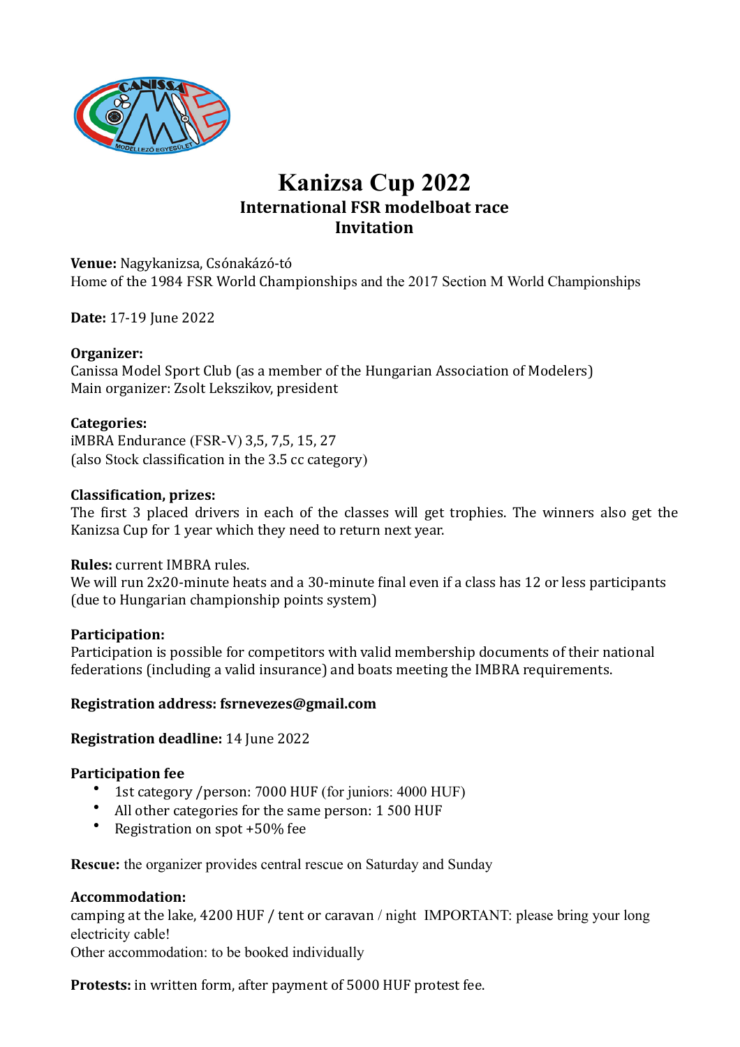# Kanizsa Cup 2022

## International FSR modelboat race

## Invitation

**Venue:** Nagykanizsa, Csónakázó-tó
Home of the 1984 FSR World Championships and the 2017 Section M World Championships

**Date:** 17-19 June 2022

**Organizer:**
Canissa Model Sport Club (as a member of the Hungarian Association of Modelers)
Main organizer: Zsolt Lekszikov, president

**Categories:**
iMBRA Endurance (FSR-V) 3,5, 7,5, 15, 27
(also Stock classification in the 3.5 cc category)

**Classification, prizes:**
The first 3 placed drivers in each of the classes will get trophies. The winners also get the Kanizsa Cup for 1 year which they need to return next year.

**Rules:** current IMBRA rules.
We will run 2x20-minute heats and a 30-minute final even if a class has 12 or less participants (due to Hungarian championship points system)

**Participation:**
Participation is possible for competitors with valid membership documents of their national federations (including a valid insurance) and boats meeting the IMBRA requirements.

**Registration address: fsrnevezes@gmail.com**

**Registration deadline:** 14 June 2022

**Participation fee**

- 1st category /person: 7000 HUF (for juniors: 4000 HUF)
- All other categories for the same person: 1 500 HUF
- Registration on spot +50% fee

**Rescue:** the organizer provides central rescue on Saturday and Sunday

**Accommodation:**
camping at the lake, 4200 HUF / tent or caravan / night IMPORTANT: please bring your long electricity cable!
Other accommodation: to be booked individually

**Protests:** in written form, after payment of 5000 HUF protest fee.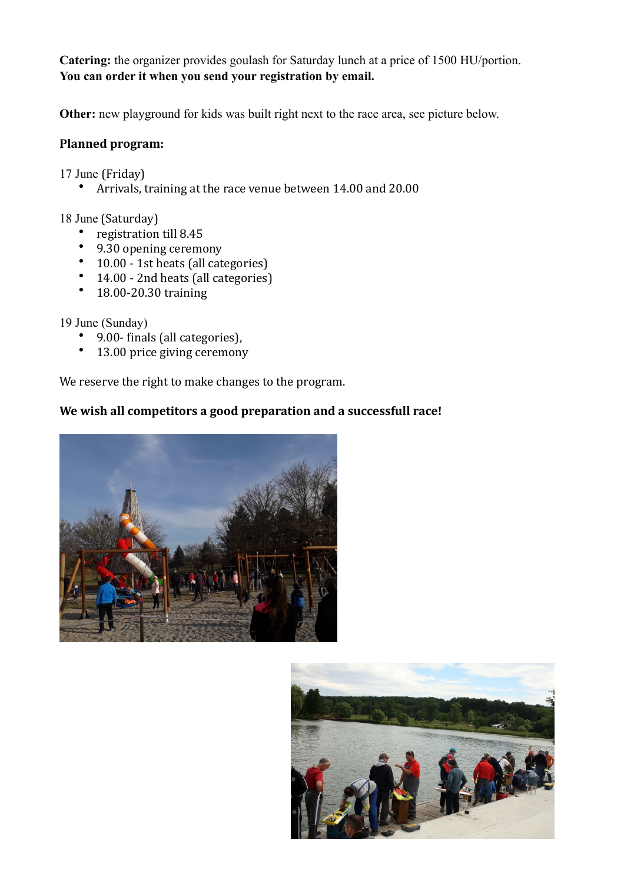**Catering:** the organizer provides goulash for Saturday lunch at a price of 1500 HU/portion.
**You can order it when you send your registration by email.**

**Other:** new playground for kids was built right next to the race area, see picture below.

**Planned program:**

17 June (Friday)

- Arrivals, training at the race venue between 14.00 and 20.00

18 June (Saturday)

- registration till 8.45
- 9.30 opening ceremony
- 10.00 - 1st heats (all categories)
- 14.00 - 2nd heats (all categories)
- 18.00-20.30 training

19 June (Sunday)

- 9.00- finals (all categories),
- 13.00 price giving ceremony

We reserve the right to make changes to the program.

**We wish all competitors a good preparation and a successfull race!**